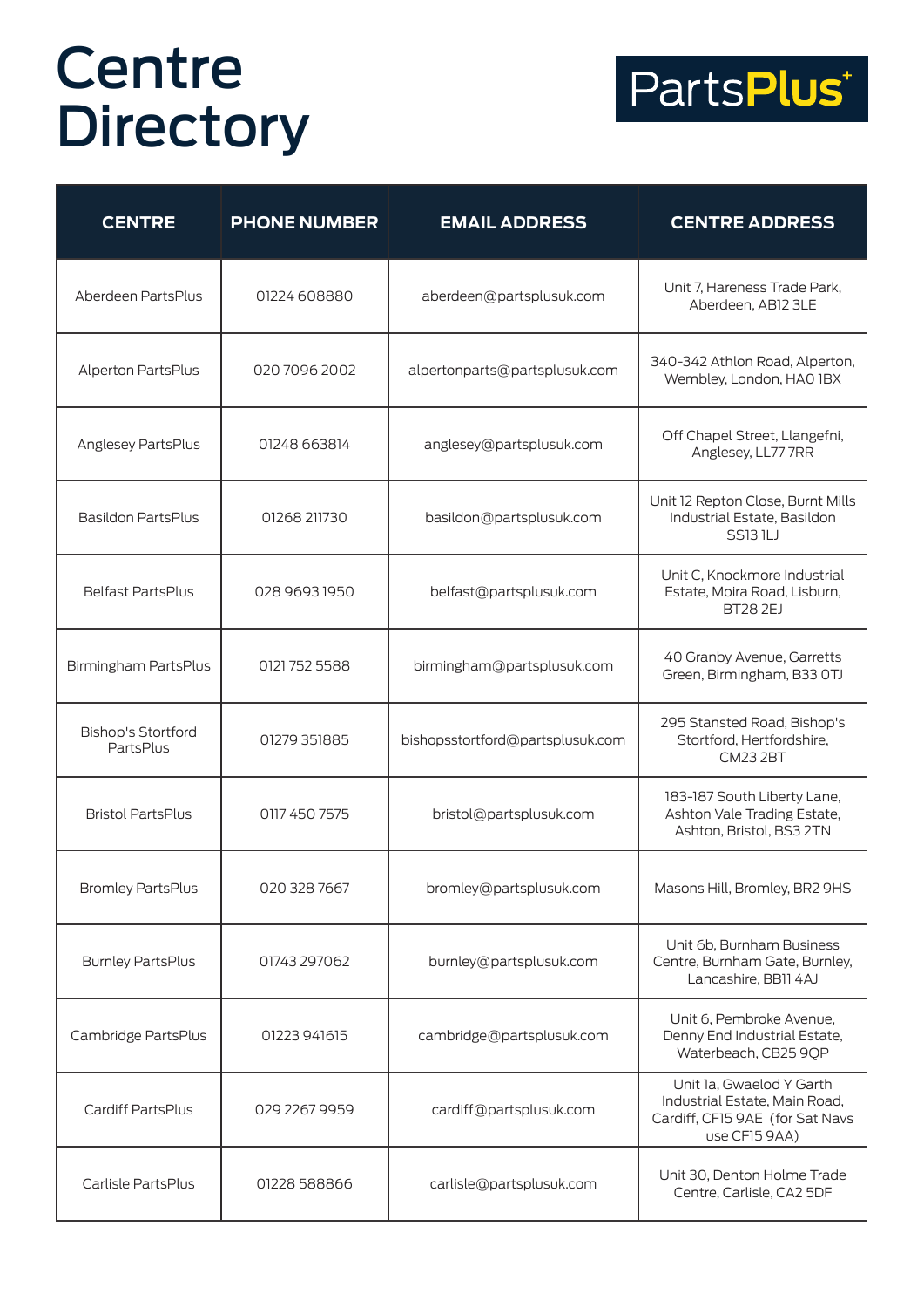# Centre Directory

PartsPlus+

| CENTRE | PHONE NUMBER | EMAIL ADDRESS | CENTRE ADDRESS |
|---|---|---|---|
| Aberdeen PartsPlus | 01224 608880 | aberdeen@partsplusuk.com | Unit 7, Hareness Trade Park, Aberdeen, AB12 3LE |
| Alperton PartsPlus | 020 7096 2002 | alpertonparts@partsplusuk.com | 340-342 Athlon Road, Alperton, Wembley, London, HA0 1BX |
| Anglesey PartsPlus | 01248 663814 | anglesey@partsplusuk.com | Off Chapel Street, Llangefni, Anglesey, LL77 7RR |
| Basildon PartsPlus | 01268 211730 | basildon@partsplusuk.com | Unit 12 Repton Close, Burnt Mills Industrial Estate, Basildon SS13 1LJ |
| Belfast PartsPlus | 028 9693 1950 | belfast@partsplusuk.com | Unit C, Knockmore Industrial Estate, Moira Road, Lisburn, BT28 2EJ |
| Birmingham PartsPlus | 0121 752 5588 | birmingham@partsplusuk.com | 40 Granby Avenue, Garretts Green, Birmingham, B33 0TJ |
| Bishop's Stortford PartsPlus | 01279 351885 | bishopsstortford@partsplusuk.com | 295 Stansted Road, Bishop's Stortford, Hertfordshire, CM23 2BT |
| Bristol PartsPlus | 0117 450 7575 | bristol@partsplusuk.com | 183-187 South Liberty Lane, Ashton Vale Trading Estate, Ashton, Bristol, BS3 2TN |
| Bromley PartsPlus | 020 328 7667 | bromley@partsplusuk.com | Masons Hill, Bromley, BR2 9HS |
| Burnley PartsPlus | 01743 297062 | burnley@partsplusuk.com | Unit 6b, Burnham Business Centre, Burnham Gate, Burnley, Lancashire, BB11 4AJ |
| Cambridge PartsPlus | 01223 941615 | cambridge@partsplusuk.com | Unit 6, Pembroke Avenue, Denny End Industrial Estate, Waterbeach, CB25 9QP |
| Cardiff PartsPlus | 029 2267 9959 | cardiff@partsplusuk.com | Unit 1a, Gwaelod Y Garth Industrial Estate, Main Road, Cardiff, CF15 9AE (for Sat Navs use CF15 9AA) |
| Carlisle PartsPlus | 01228 588866 | carlisle@partsplusuk.com | Unit 30, Denton Holme Trade Centre, Carlisle, CA2 5DF |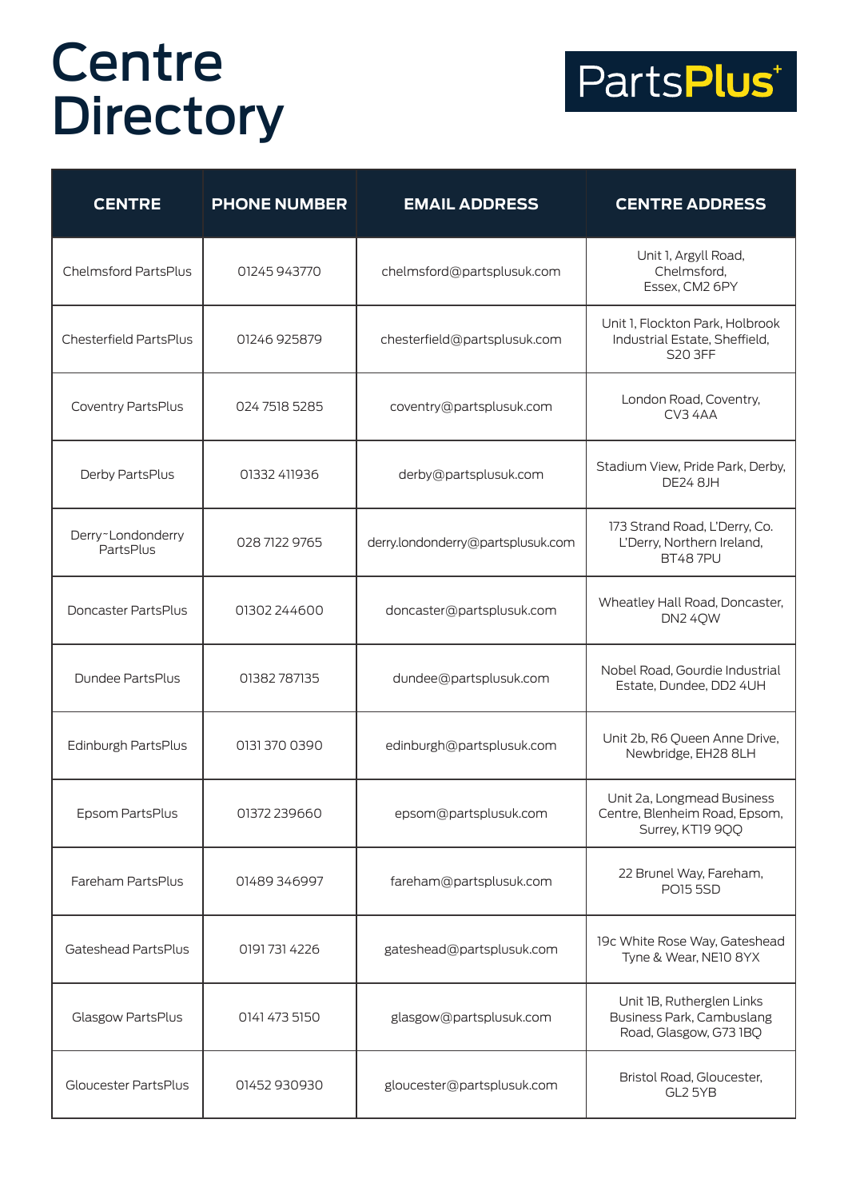# Centre Directory

PartsPlus+

| CENTRE | PHONE NUMBER | EMAIL ADDRESS | CENTRE ADDRESS |
|---|---|---|---|
| Chelmsford PartsPlus | 01245 943770 | chelmsford@partsplusuk.com | Unit 1, Argyll Road, Chelmsford, Essex, CM2 6PY |
| Chesterfield PartsPlus | 01246 925879 | chesterfield@partsplusuk.com | Unit 1, Flockton Park, Holbrook Industrial Estate, Sheffield, S20 3FF |
| Coventry PartsPlus | 024 7518 5285 | coventry@partsplusuk.com | London Road, Coventry, CV3 4AA |
| Derby PartsPlus | 01332 411936 | derby@partsplusuk.com | Stadium View, Pride Park, Derby, DE24 8JH |
| Derry~Londonderry PartsPlus | 028 7122 9765 | derry.londonderry@partsplusuk.com | 173 Strand Road, L'Derry, Co. L'Derry, Northern Ireland, BT48 7PU |
| Doncaster PartsPlus | 01302 244600 | doncaster@partsplusuk.com | Wheatley Hall Road, Doncaster, DN2 4QW |
| Dundee PartsPlus | 01382 787135 | dundee@partsplusuk.com | Nobel Road, Gourdie Industrial Estate, Dundee, DD2 4UH |
| Edinburgh PartsPlus | 0131 370 0390 | edinburgh@partsplusuk.com | Unit 2b, R6 Queen Anne Drive, Newbridge, EH28 8LH |
| Epsom PartsPlus | 01372 239660 | epsom@partsplusuk.com | Unit 2a, Longmead Business Centre, Blenheim Road, Epsom, Surrey, KT19 9QQ |
| Fareham PartsPlus | 01489 346997 | fareham@partsplusuk.com | 22 Brunel Way, Fareham, PO15 5SD |
| Gateshead PartsPlus | 0191 731 4226 | gateshead@partsplusuk.com | 19c White Rose Way, Gateshead Tyne & Wear, NE10 8YX |
| Glasgow PartsPlus | 0141 473 5150 | glasgow@partsplusuk.com | Unit 1B, Rutherglen Links Business Park, Cambuslang Road, Glasgow, G73 1BQ |
| Gloucester PartsPlus | 01452 930930 | gloucester@partsplusuk.com | Bristol Road, Gloucester, GL2 5YB |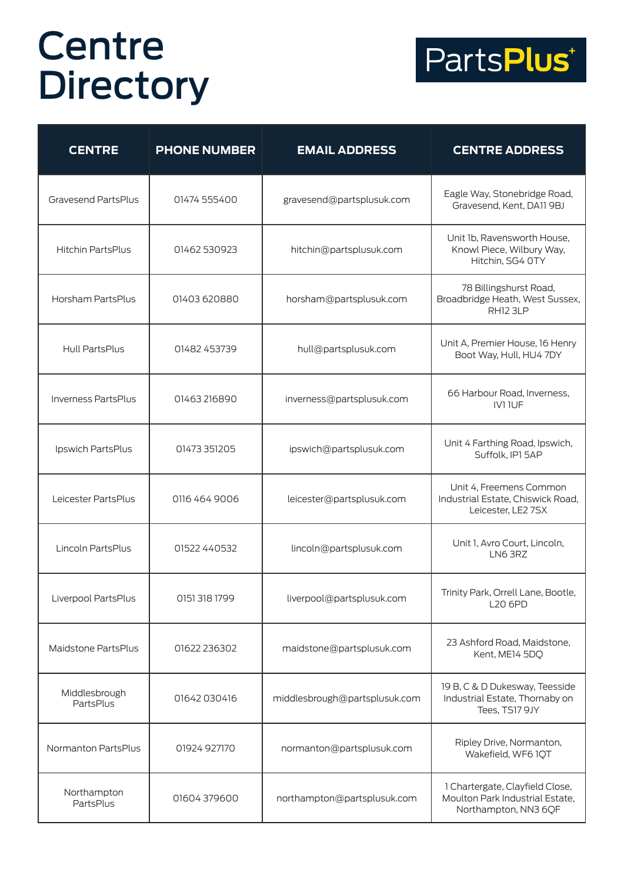# Centre Directory

PartsPlus+

| CENTRE | PHONE NUMBER | EMAIL ADDRESS | CENTRE ADDRESS |
|---|---|---|---|
| Gravesend PartsPlus | 01474 555400 | gravesend@partsplusuk.com | Eagle Way, Stonebridge Road, Gravesend, Kent, DA11 9BJ |
| Hitchin PartsPlus | 01462 530923 | hitchin@partsplusuk.com | Unit 1b, Ravensworth House, Knowl Piece, Wilbury Way, Hitchin, SG4 0TY |
| Horsham PartsPlus | 01403 620880 | horsham@partsplusuk.com | 78 Billingshurst Road, Broadbridge Heath, West Sussex, RH12 3LP |
| Hull PartsPlus | 01482 453739 | hull@partsplusuk.com | Unit A, Premier House, 16 Henry Boot Way, Hull, HU4 7DY |
| Inverness PartsPlus | 01463 216890 | inverness@partsplusuk.com | 66 Harbour Road, Inverness, IV1 1UF |
| Ipswich PartsPlus | 01473 351205 | ipswich@partsplusuk.com | Unit 4 Farthing Road, Ipswich, Suffolk, IP1 5AP |
| Leicester PartsPlus | 0116 464 9006 | leicester@partsplusuk.com | Unit 4, Freemens Common Industrial Estate, Chiswick Road, Leicester, LE2 7SX |
| Lincoln PartsPlus | 01522 440532 | lincoln@partsplusuk.com | Unit 1, Avro Court, Lincoln, LN6 3RZ |
| Liverpool PartsPlus | 0151 318 1799 | liverpool@partsplusuk.com | Trinity Park, Orrell Lane, Bootle, L20 6PD |
| Maidstone PartsPlus | 01622 236302 | maidstone@partsplusuk.com | 23 Ashford Road, Maidstone, Kent, ME14 5DQ |
| Middlesbrough PartsPlus | 01642 030416 | middlesbrough@partsplusuk.com | 19 B, C & D Dukesway, Teesside Industrial Estate, Thornaby on Tees, TS17 9JY |
| Normanton PartsPlus | 01924 927170 | normanton@partsplusuk.com | Ripley Drive, Normanton, Wakefield, WF6 1QT |
| Northampton PartsPlus | 01604 379600 | northampton@partsplusuk.com | 1 Chartergate, Clayfield Close, Moulton Park Industrial Estate, Northampton, NN3 6QF |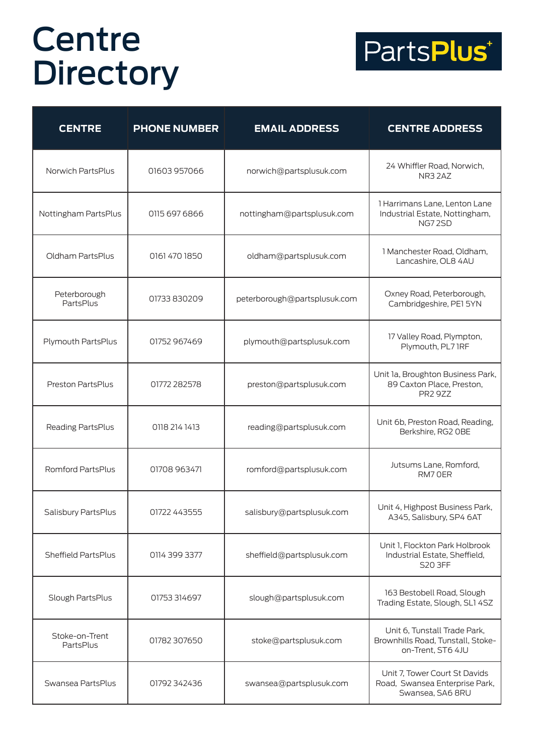# Centre Directory

PartsPlus+

| CENTRE | PHONE NUMBER | EMAIL ADDRESS | CENTRE ADDRESS |
| --- | --- | --- | --- |
| Norwich PartsPlus | 01603 957066 | norwich@partsplusuk.com | 24 Whiffler Road, Norwich, NR3 2AZ |
| Nottingham PartsPlus | 0115 697 6866 | nottingham@partsplusuk.com | 1 Harrimans Lane, Lenton Lane Industrial Estate, Nottingham, NG7 2SD |
| Oldham PartsPlus | 0161 470 1850 | oldham@partsplusuk.com | 1 Manchester Road, Oldham, Lancashire, OL8 4AU |
| Peterborough PartsPlus | 01733 830209 | peterborough@partsplusuk.com | Oxney Road, Peterborough, Cambridgeshire, PE1 5YN |
| Plymouth PartsPlus | 01752 967469 | plymouth@partsplusuk.com | 17 Valley Road, Plympton, Plymouth, PL7 1RF |
| Preston PartsPlus | 01772 282578 | preston@partsplusuk.com | Unit 1a, Broughton Business Park, 89 Caxton Place, Preston, PR2 9ZZ |
| Reading PartsPlus | 0118 214 1413 | reading@partsplusuk.com | Unit 6b, Preston Road, Reading, Berkshire, RG2 0BE |
| Romford PartsPlus | 01708 963471 | romford@partsplusuk.com | Jutsums Lane, Romford, RM7 0ER |
| Salisbury PartsPlus | 01722 443555 | salisbury@partsplusuk.com | Unit 4, Highpost Business Park, A345, Salisbury, SP4 6AT |
| Sheffield PartsPlus | 0114 399 3377 | sheffield@partsplusuk.com | Unit 1, Flockton Park Holbrook Industrial Estate, Sheffield, S20 3FF |
| Slough PartsPlus | 01753 314697 | slough@partsplusuk.com | 163 Bestobell Road, Slough Trading Estate, Slough, SL1 4SZ |
| Stoke-on-Trent PartsPlus | 01782 307650 | stoke@partsplusuk.com | Unit 6, Tunstall Trade Park, Brownhills Road, Tunstall, Stoke-on-Trent, ST6 4JU |
| Swansea PartsPlus | 01792 342436 | swansea@partsplusuk.com | Unit 7, Tower Court St Davids Road, Swansea Enterprise Park, Swansea, SA6 8RU |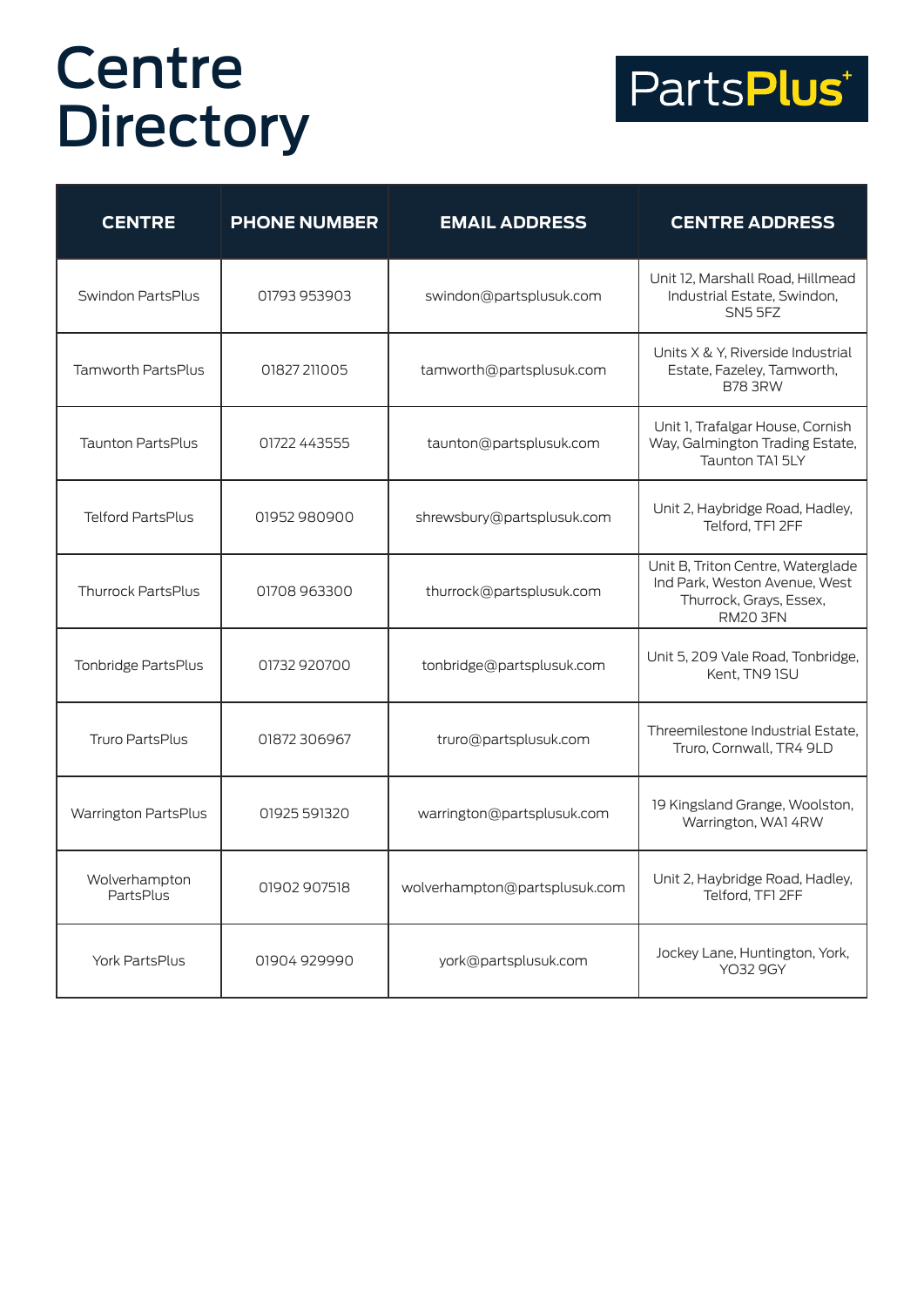# Centre Directory

PartsPlus+

| CENTRE | PHONE NUMBER | EMAIL ADDRESS | CENTRE ADDRESS |
| --- | --- | --- | --- |
| Swindon PartsPlus | 01793 953903 | swindon@partsplusuk.com | Unit 12, Marshall Road, Hillmead Industrial Estate, Swindon, SN5 5FZ |
| Tamworth PartsPlus | 01827 211005 | tamworth@partsplusuk.com | Units X & Y, Riverside Industrial Estate, Fazeley, Tamworth, B78 3RW |
| Taunton PartsPlus | 01722 443555 | taunton@partsplusuk.com | Unit 1, Trafalgar House, Cornish Way, Galmington Trading Estate, Taunton TA1 5LY |
| Telford PartsPlus | 01952 980900 | shrewsbury@partsplusuk.com | Unit 2, Haybridge Road, Hadley, Telford, TF1 2FF |
| Thurrock PartsPlus | 01708 963300 | thurrock@partsplusuk.com | Unit B, Triton Centre, Waterglade Ind Park, Weston Avenue, West Thurrock, Grays, Essex, RM20 3FN |
| Tonbridge PartsPlus | 01732 920700 | tonbridge@partsplusuk.com | Unit 5, 209 Vale Road, Tonbridge, Kent, TN9 1SU |
| Truro PartsPlus | 01872 306967 | truro@partsplusuk.com | Threemilestone Industrial Estate, Truro, Cornwall, TR4 9LD |
| Warrington PartsPlus | 01925 591320 | warrington@partsplusuk.com | 19 Kingsland Grange, Woolston, Warrington, WA1 4RW |
| Wolverhampton PartsPlus | 01902 907518 | wolverhampton@partsplusuk.com | Unit 2, Haybridge Road, Hadley, Telford, TF1 2FF |
| York PartsPlus | 01904 929990 | york@partsplusuk.com | Jockey Lane, Huntington, York, YO32 9GY |